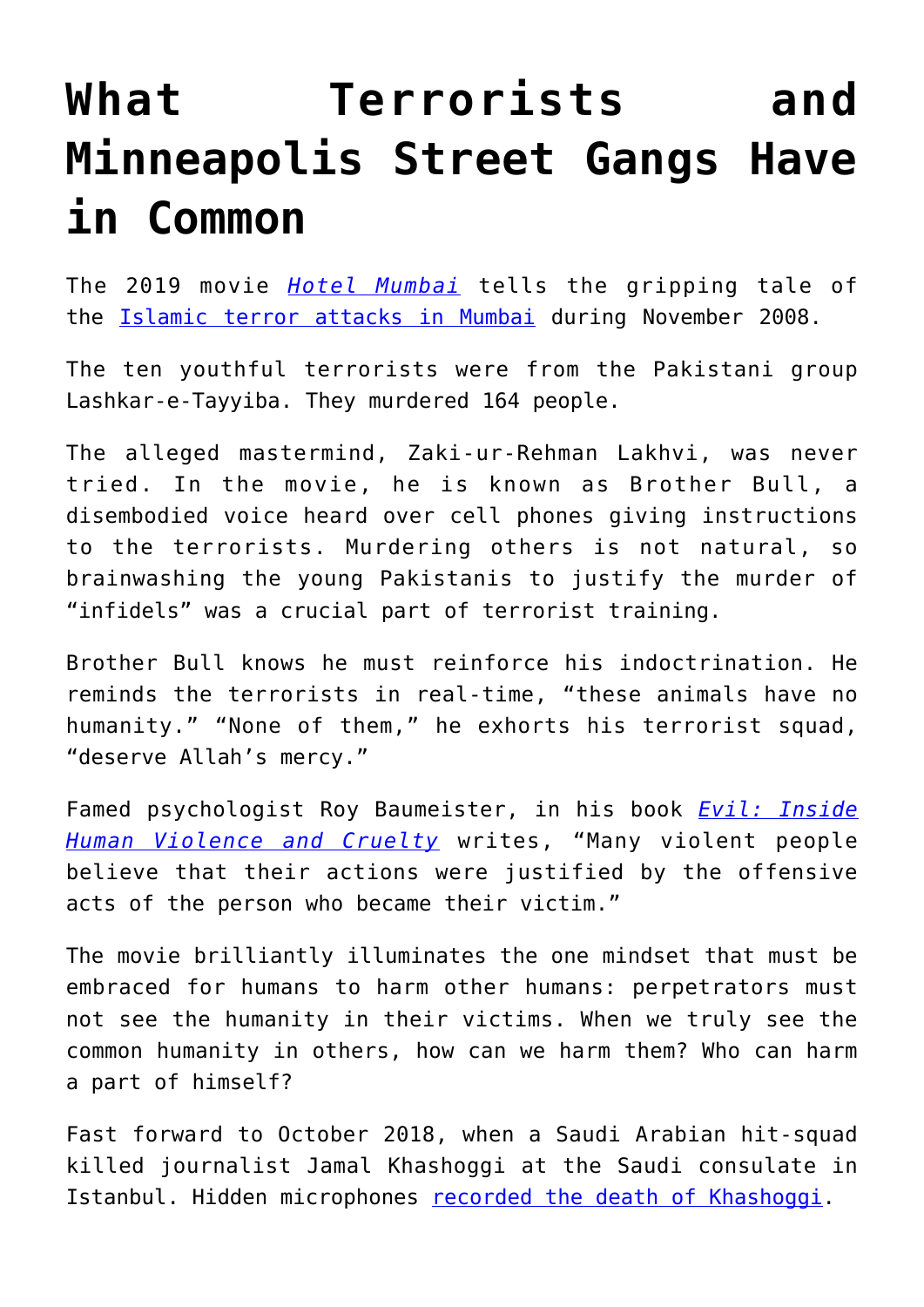# What Terrorists and Minneapolis Street Gangs Have in Common

The 2019 movie *Hotel Mumbai* tells the gripping tale of the Islamic terror attacks in Mumbai during November 2008.

The ten youthful terrorists were from the Pakistani group Lashkar-e-Tayyiba. They murdered 164 people.

The alleged mastermind, Zaki-ur-Rehman Lakhvi, was never tried. In the movie, he is known as Brother Bull, a disembodied voice heard over cell phones giving instructions to the terrorists. Murdering others is not natural, so brainwashing the young Pakistanis to justify the murder of "infidels" was a crucial part of terrorist training.

Brother Bull knows he must reinforce his indoctrination. He reminds the terrorists in real-time, "these animals have no humanity." "None of them," he exhorts his terrorist squad, "deserve Allah's mercy."

Famed psychologist Roy Baumeister, in his book *Evil: Inside Human Violence and Cruelty* writes, "Many violent people believe that their actions were justified by the offensive acts of the person who became their victim."

The movie brilliantly illuminates the one mindset that must be embraced for humans to harm other humans: perpetrators must not see the humanity in their victims. When we truly see the common humanity in others, how can we harm them? Who can harm a part of himself?

Fast forward to October 2018, when a Saudi Arabian hit-squad killed journalist Jamal Khashoggi at the Saudi consulate in Istanbul. Hidden microphones recorded the death of Khashoggi.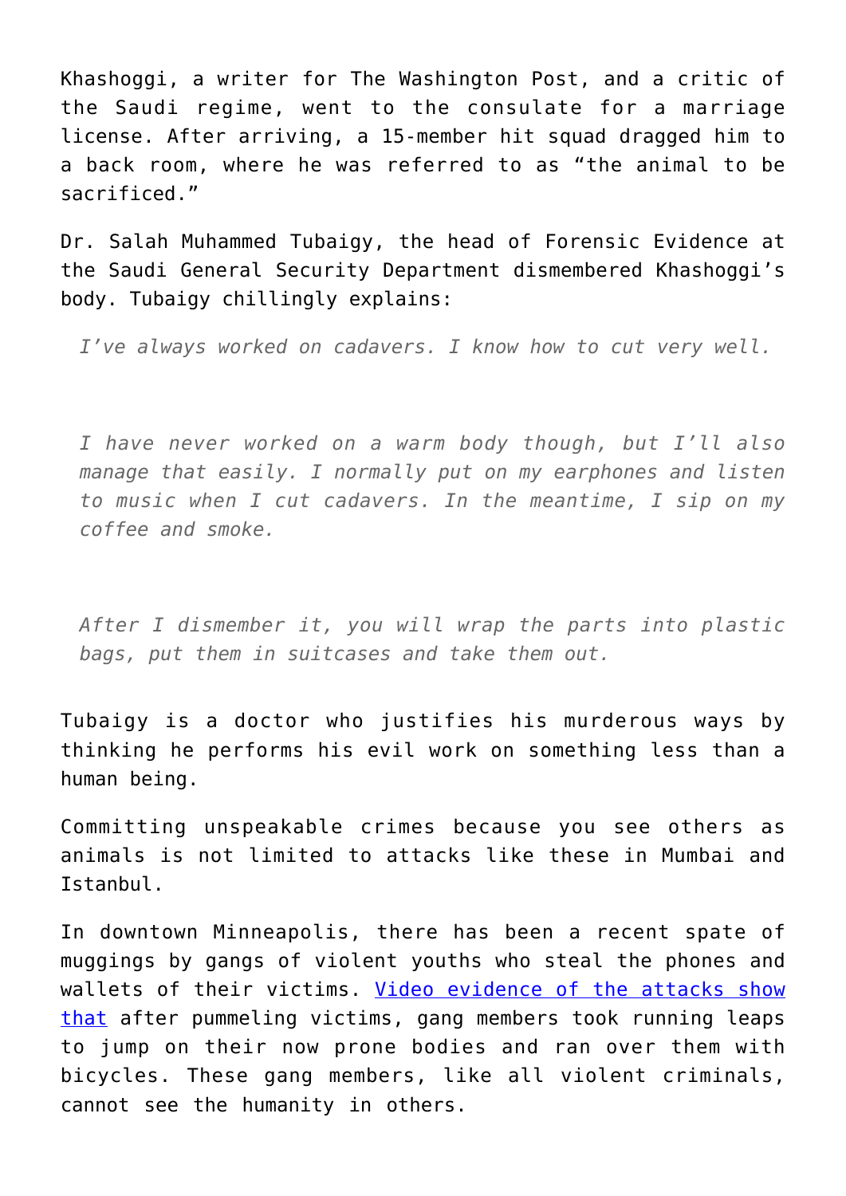Khashoggi, a writer for The Washington Post, and a critic of the Saudi regime, went to the consulate for a marriage license. After arriving, a 15-member hit squad dragged him to a back room, where he was referred to as "the animal to be sacrificed."

Dr. Salah Muhammed Tubaigy, the head of Forensic Evidence at the Saudi General Security Department dismembered Khashoggi's body. Tubaigy chillingly explains:

> *I've always worked on cadavers. I know how to cut very well.*
>
> *I have never worked on a warm body though, but I'll also manage that easily. I normally put on my earphones and listen to music when I cut cadavers. In the meantime, I sip on my coffee and smoke.*
>
> *After I dismember it, you will wrap the parts into plastic bags, put them in suitcases and take them out.*

Tubaigy is a doctor who justifies his murderous ways by thinking he performs his evil work on something less than a human being.

Committing unspeakable crimes because you see others as animals is not limited to attacks like these in Mumbai and Istanbul.

In downtown Minneapolis, there has been a recent spate of muggings by gangs of violent youths who steal the phones and wallets of their victims. Video evidence of the attacks show that after pummeling victims, gang members took running leaps to jump on their now prone bodies and ran over them with bicycles. These gang members, like all violent criminals, cannot see the humanity in others.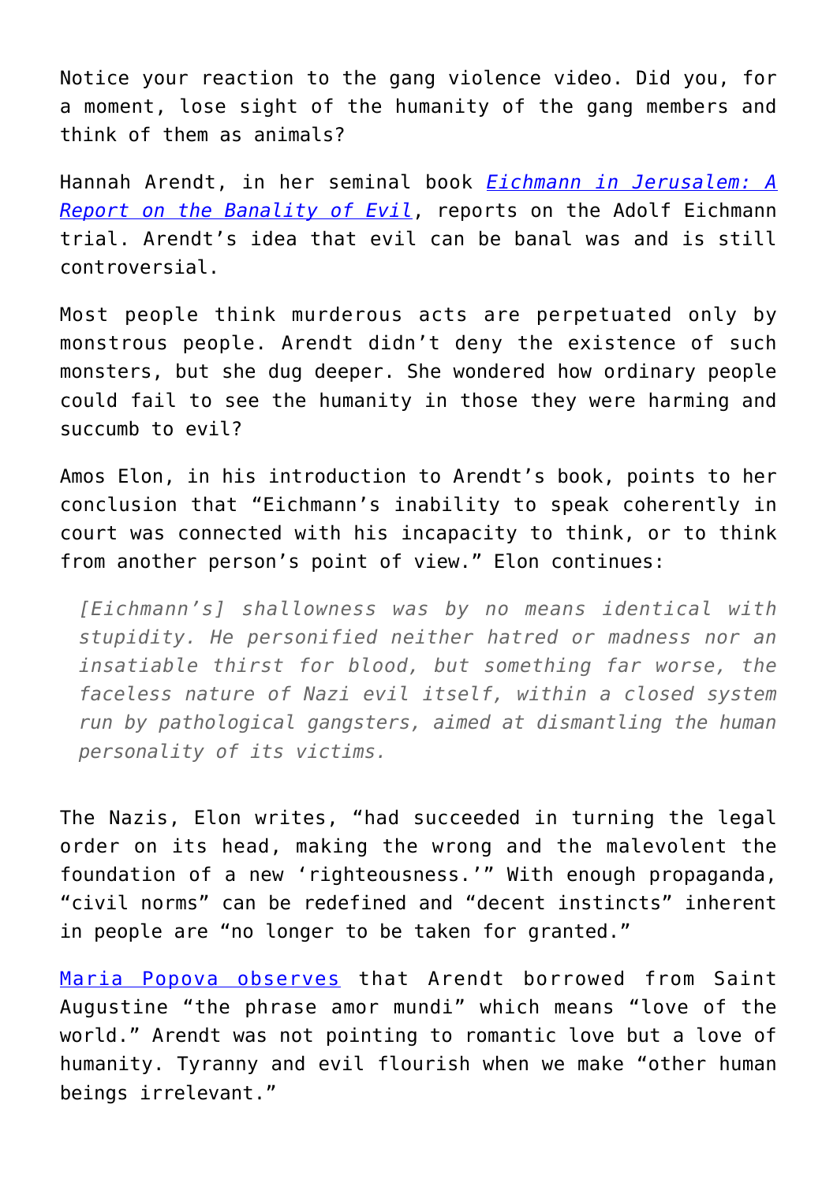Notice your reaction to the gang violence video. Did you, for a moment, lose sight of the humanity of the gang members and think of them as animals?

Hannah Arendt, in her seminal book [*Eichmann in Jerusalem: A Report on the Banality of Evil*](), reports on the Adolf Eichmann trial. Arendt's idea that evil can be banal was and is still controversial.

Most people think murderous acts are perpetuated only by monstrous people. Arendt didn't deny the existence of such monsters, but she dug deeper. She wondered how ordinary people could fail to see the humanity in those they were harming and succumb to evil?

Amos Elon, in his introduction to Arendt's book, points to her conclusion that "Eichmann's inability to speak coherently in court was connected with his incapacity to think, or to think from another person's point of view." Elon continues:

> *[Eichmann's] shallowness was by no means identical with stupidity. He personified neither hatred or or madness nor an insatiable thirst for blood, but something far worse, the faceless nature of Nazi evil itself, within a closed system run by pathological gangsters, aimed at dismantling the human personality of its victims.*

The Nazis, Elon writes, "had succeeded in turning the legal order on its head, making the wrong and the malevolent the foundation of a new 'righteousness.'" With enough propaganda, "civil norms" can be redefined and "decent instincts" inherent in people are "no longer to be taken for granted."

[Maria Popova observes]() that Arendt borrowed from Saint Augustine "the phrase amor mundi" which means "love of the world." Arendt was not pointing to romantic love but a love of humanity. Tyranny and evil flourish when we make "other human beings irrelevant."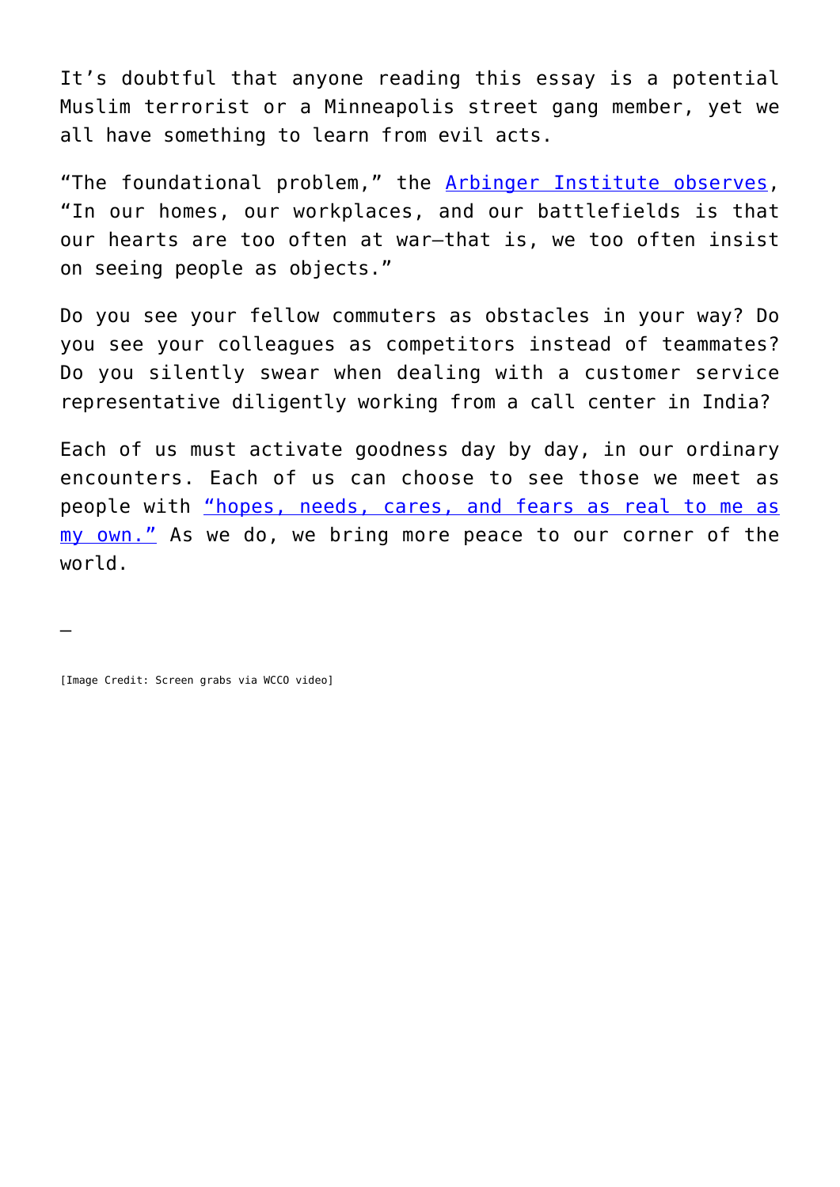It's doubtful that anyone reading this essay is a potential Muslim terrorist or a Minneapolis street gang member, yet we all have something to learn from evil acts.

"The foundational problem," the Arbinger Institute observes, "In our homes, our workplaces, and our battlefields is that our hearts are too often at war—that is, we too often insist on seeing people as objects."

Do you see your fellow commuters as obstacles in your way? Do you see your colleagues as competitors instead of teammates? Do you silently swear when dealing with a customer service representative diligently working from a call center in India?

Each of us must activate goodness day by day, in our ordinary encounters. Each of us can choose to see those we meet as people with "hopes, needs, cares, and fears as real to me as my own." As we do, we bring more peace to our corner of the world.

—

[Image Credit: Screen grabs via WCCO video]